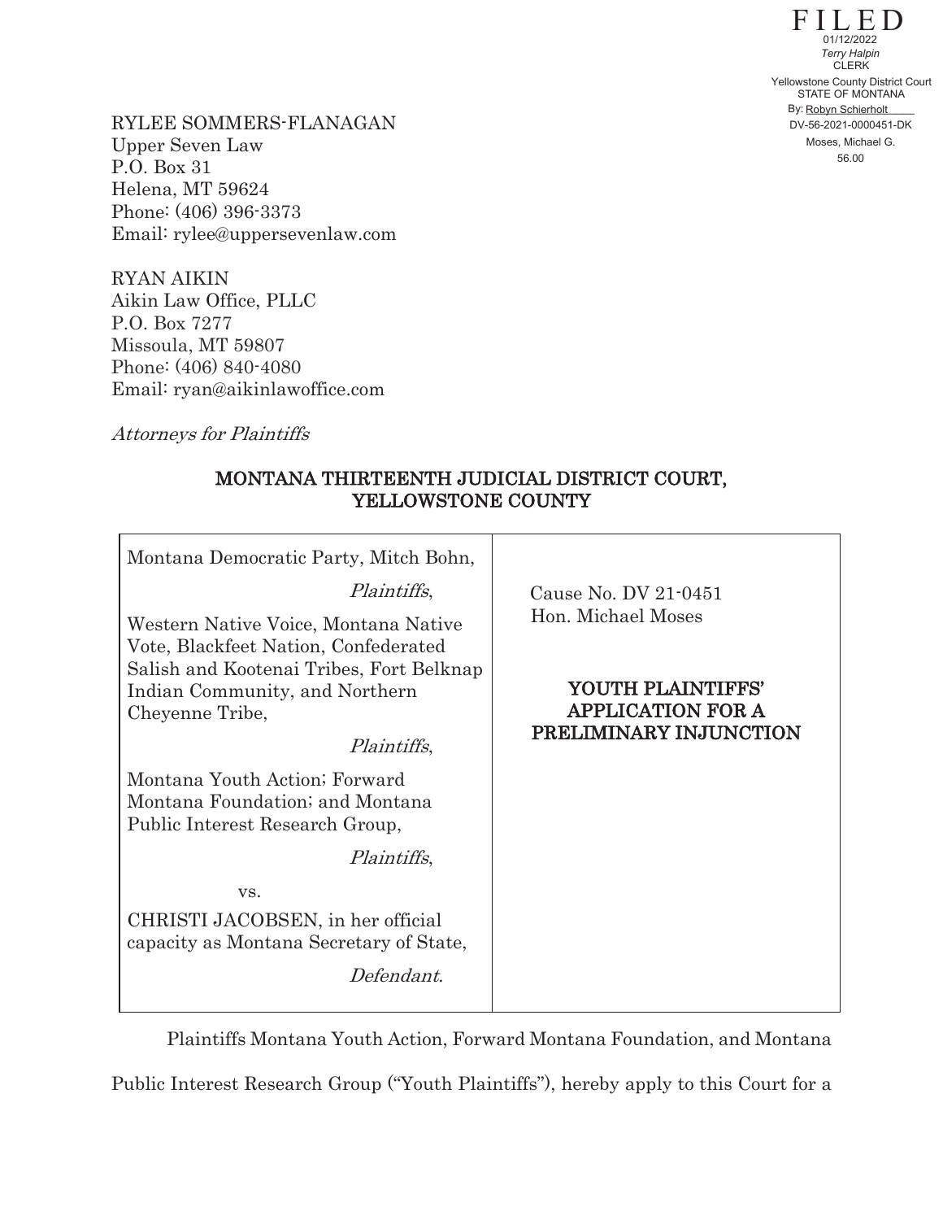FILED
01/12/2022
*Terry Halpin*
CLERK
Yellowstone County District Court
STATE OF MONTANA
By: Robyn Schierholt
DV-56-2021-0000451-DK
Moses, Michael G.
56.00

RYLEE SOMMERS-FLANAGAN
Upper Seven Law
P.O. Box 31
Helena, MT 59624
Phone: (406) 396-3373
Email: rylee@uppersevenlaw.com

RYAN AIKIN
Aikin Law Office, PLLC
P.O. Box 7277
Missoula, MT 59807
Phone: (406) 840-4080
Email: ryan@aikinlawoffice.com

*Attorneys for Plaintiffs*

## MONTANA THIRTEENTH JUDICIAL DISTRICT COURT, YELLOWSTONE COUNTY

| | |
|---|---|
| Montana Democratic Party, Mitch Bohn,<br>*Plaintiffs*,<br><br>Western Native Voice, Montana Native Vote, Blackfeet Nation, Confederated Salish and Kootenai Tribes, Fort Belknap Indian Community, and Northern Cheyenne Tribe,<br>*Plaintiffs*,<br><br>Montana Youth Action; Forward Montana Foundation; and Montana Public Interest Research Group,<br>*Plaintiffs*,<br><br>vs.<br><br>CHRISTI JACOBSEN, in her official capacity as Montana Secretary of State,<br>*Defendant*. | Cause No. DV 21-0451<br>Hon. Michael Moses<br><br>**YOUTH PLAINTIFFS' APPLICATION FOR A PRELIMINARY INJUNCTION** |

Plaintiffs Montana Youth Action, Forward Montana Foundation, and Montana Public Interest Research Group ("Youth Plaintiffs"), hereby apply to this Court for a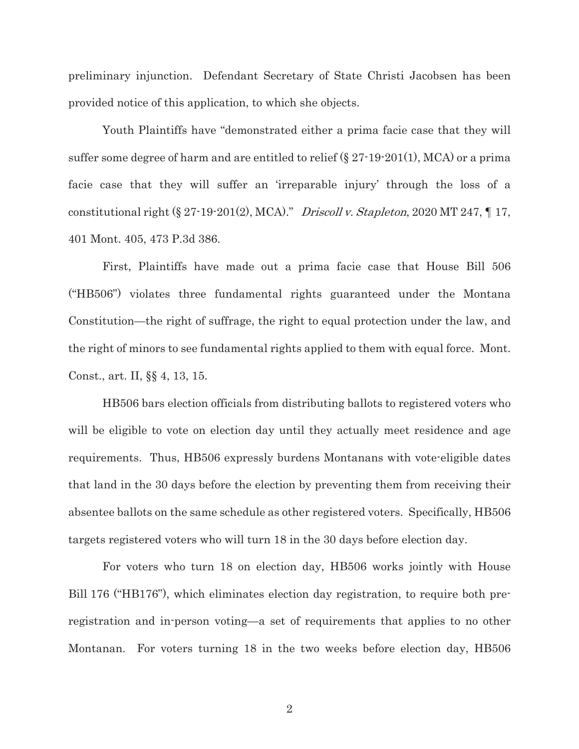preliminary injunction. Defendant Secretary of State Christi Jacobsen has been provided notice of this application, to which she objects.

Youth Plaintiffs have "demonstrated either a prima facie case that they will suffer some degree of harm and are entitled to relief (§ 27-19-201(1), MCA) or a prima facie case that they will suffer an 'irreparable injury' through the loss of a constitutional right (§ 27-19-201(2), MCA)." *Driscoll v. Stapleton*, 2020 MT 247, ¶ 17, 401 Mont. 405, 473 P.3d 386.

First, Plaintiffs have made out a prima facie case that House Bill 506 ("HB506") violates three fundamental rights guaranteed under the Montana Constitution—the right of suffrage, the right to equal protection under the law, and the right of minors to see fundamental rights applied to them with equal force. Mont. Const., art. II, §§ 4, 13, 15.

HB506 bars election officials from distributing ballots to registered voters who will be eligible to vote on election day until they actually meet residence and age requirements. Thus, HB506 expressly burdens Montanans with vote-eligible dates that land in the 30 days before the election by preventing them from receiving their absentee ballots on the same schedule as other registered voters. Specifically, HB506 targets registered voters who will turn 18 in the 30 days before election day.

For voters who turn 18 on election day, HB506 works jointly with House Bill 176 ("HB176"), which eliminates election day registration, to require both pre-registration and in-person voting—a set of requirements that applies to no other Montanan. For voters turning 18 in the two weeks before election day, HB506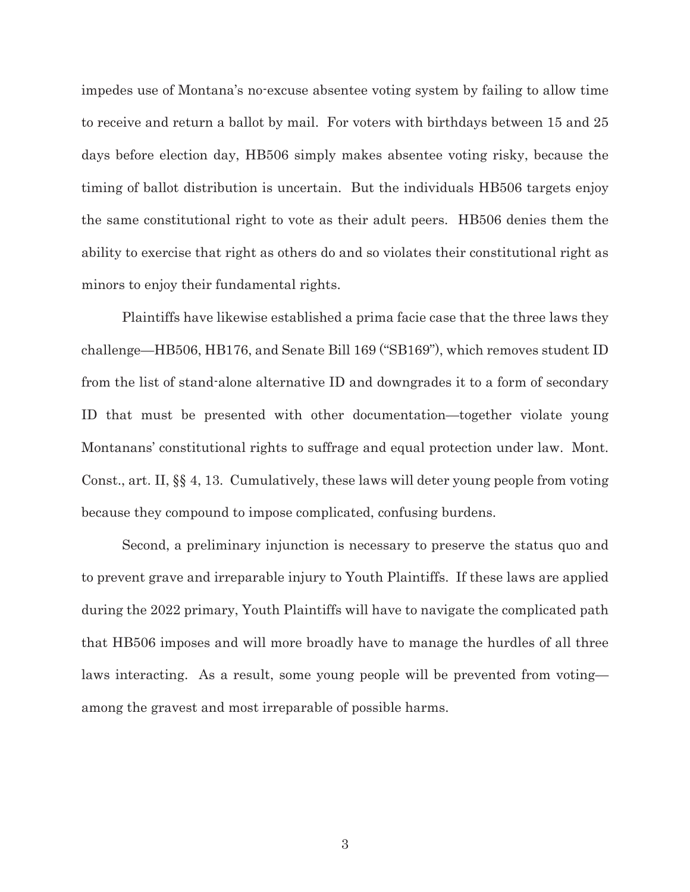impedes use of Montana's no-excuse absentee voting system by failing to allow time to receive and return a ballot by mail. For voters with birthdays between 15 and 25 days before election day, HB506 simply makes absentee voting risky, because the timing of ballot distribution is uncertain. But the individuals HB506 targets enjoy the same constitutional right to vote as their adult peers. HB506 denies them the ability to exercise that right as others do and so violates their constitutional right as minors to enjoy their fundamental rights.

Plaintiffs have likewise established a prima facie case that the three laws they challenge—HB506, HB176, and Senate Bill 169 ("SB169"), which removes student ID from the list of stand-alone alternative ID and downgrades it to a form of secondary ID that must be presented with other documentation—together violate young Montanans' constitutional rights to suffrage and equal protection under law. Mont. Const., art. II, §§ 4, 13. Cumulatively, these laws will deter young people from voting because they compound to impose complicated, confusing burdens.

Second, a preliminary injunction is necessary to preserve the status quo and to prevent grave and irreparable injury to Youth Plaintiffs. If these laws are applied during the 2022 primary, Youth Plaintiffs will have to navigate the complicated path that HB506 imposes and will more broadly have to manage the hurdles of all three laws interacting. As a result, some young people will be prevented from voting—among the gravest and most irreparable of possible harms.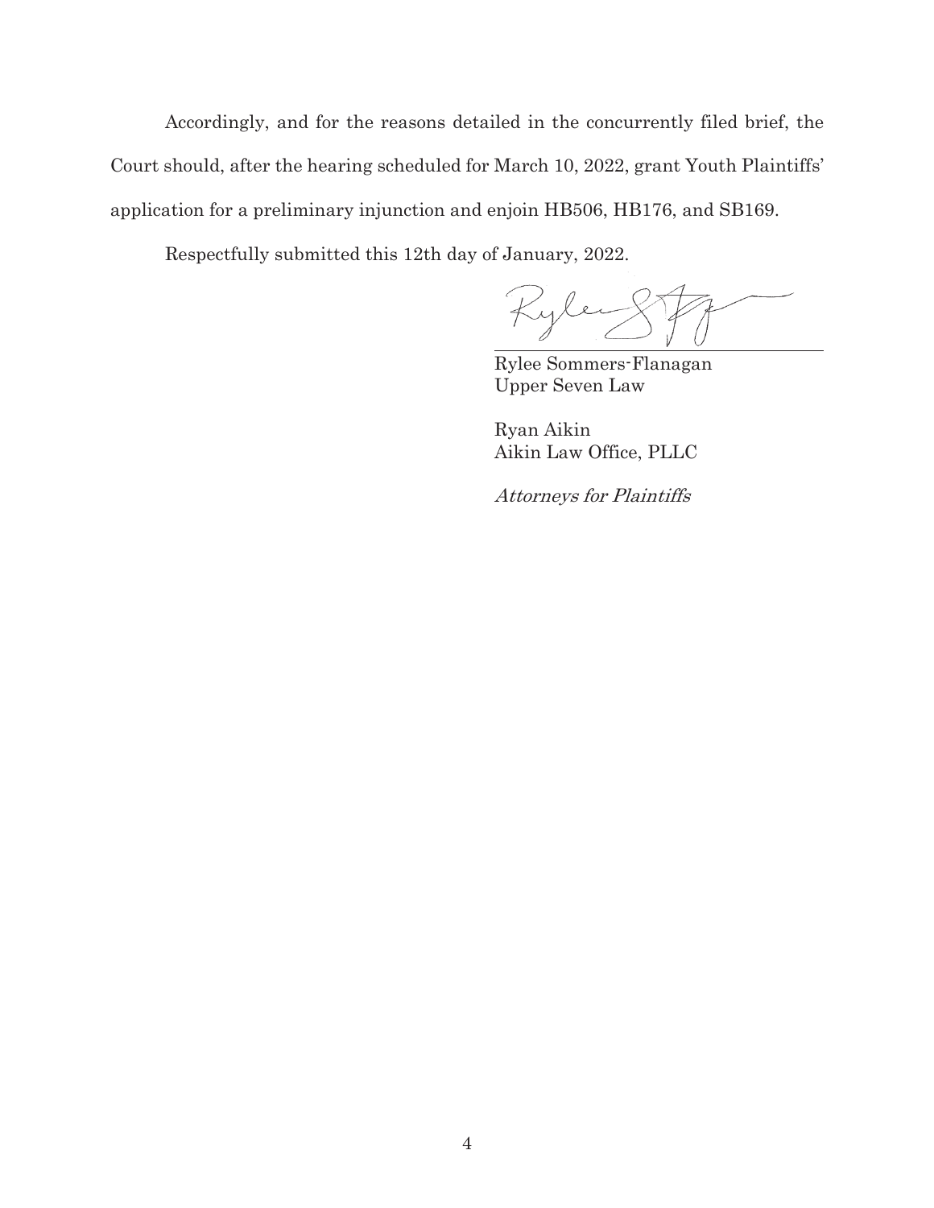Accordingly, and for the reasons detailed in the concurrently filed brief, the Court should, after the hearing scheduled for March 10, 2022, grant Youth Plaintiffs' application for a preliminary injunction and enjoin HB506, HB176, and SB169.

Respectfully submitted this 12th day of January, 2022.

Rylee Sommers-Flanagan
Upper Seven Law

Ryan Aikin
Aikin Law Office, PLLC

*Attorneys for Plaintiffs*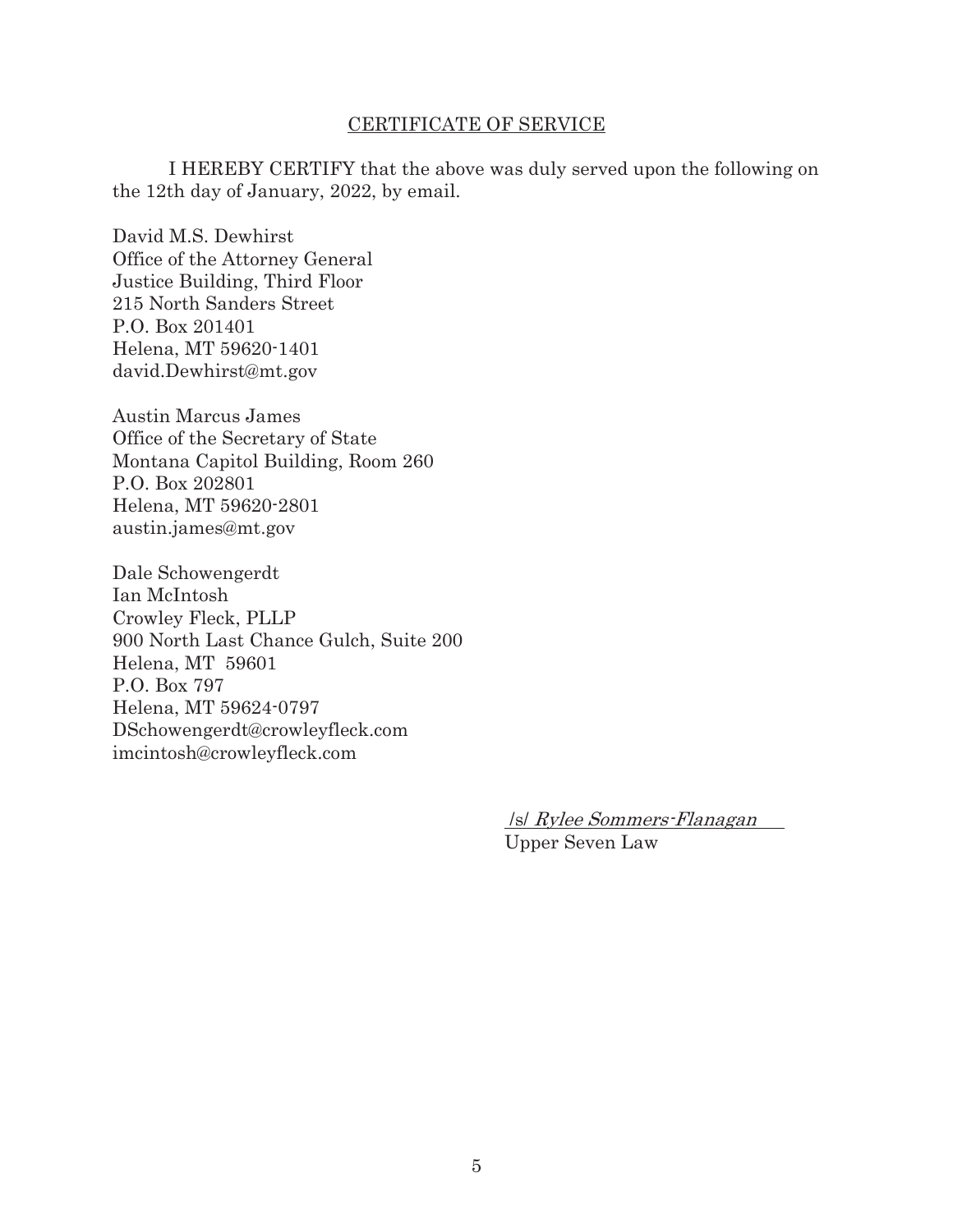## CERTIFICATE OF SERVICE

I HEREBY CERTIFY that the above was duly served upon the following on the 12th day of January, 2022, by email.

David M.S. Dewhirst
Office of the Attorney General
Justice Building, Third Floor
215 North Sanders Street
P.O. Box 201401
Helena, MT 59620-1401
david.Dewhirst@mt.gov

Austin Marcus James
Office of the Secretary of State
Montana Capitol Building, Room 260
P.O. Box 202801
Helena, MT 59620-2801
austin.james@mt.gov

Dale Schowengerdt
Ian McIntosh
Crowley Fleck, PLLP
900 North Last Chance Gulch, Suite 200
Helena, MT 59601
P.O. Box 797
Helena, MT 59624-0797
DSchowengerdt@crowleyfleck.com
imcintosh@crowleyfleck.com

/s/ *Rylee Sommers-Flanagan*
Upper Seven Law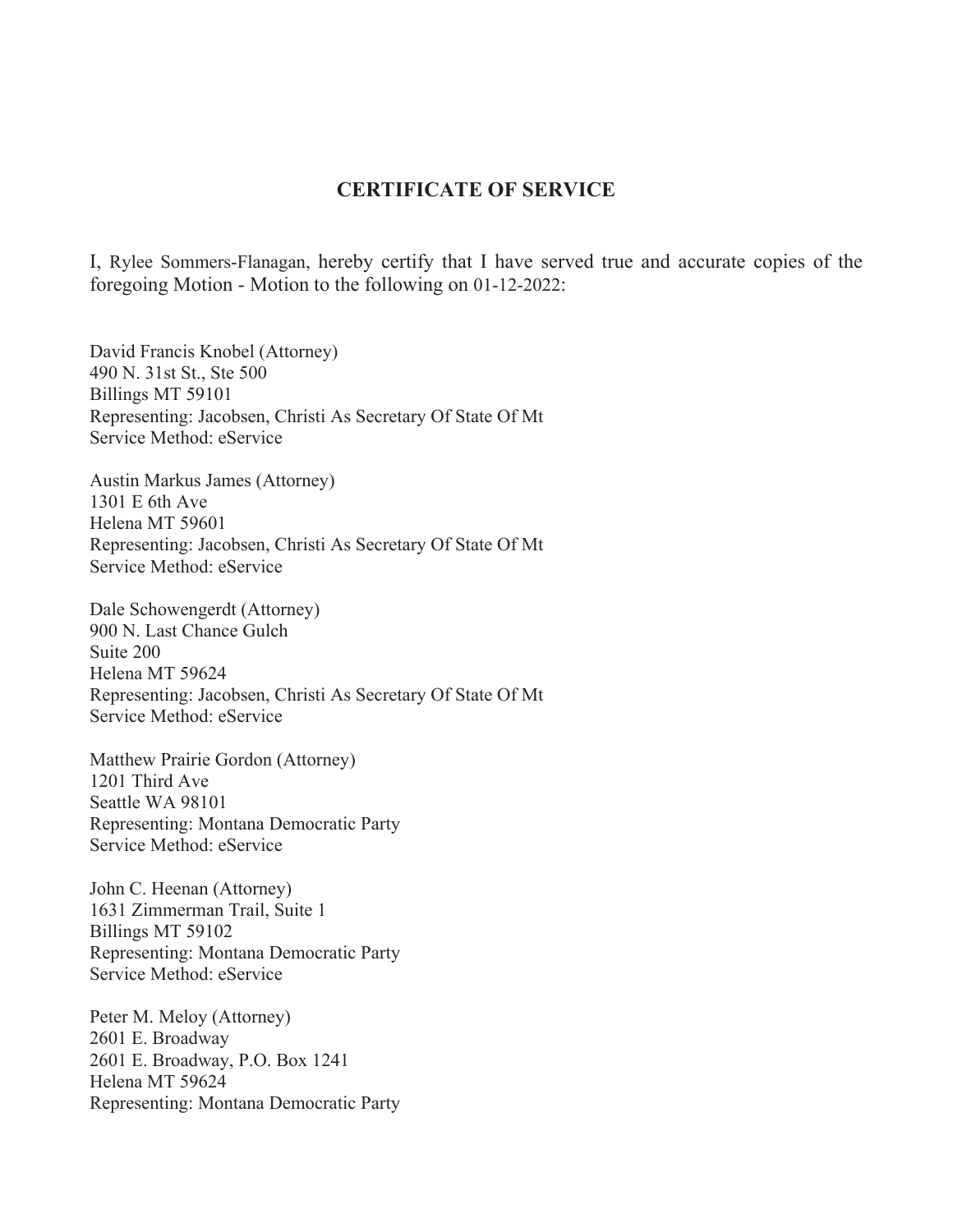## CERTIFICATE OF SERVICE

I, Rylee Sommers-Flanagan, hereby certify that I have served true and accurate copies of the foregoing Motion - Motion to the following on 01-12-2022:

David Francis Knobel (Attorney)
490 N. 31st St., Ste 500
Billings MT 59101
Representing: Jacobsen, Christi As Secretary Of State Of Mt
Service Method: eService

Austin Markus James (Attorney)
1301 E 6th Ave
Helena MT 59601
Representing: Jacobsen, Christi As Secretary Of State Of Mt
Service Method: eService

Dale Schowengerdt (Attorney)
900 N. Last Chance Gulch
Suite 200
Helena MT 59624
Representing: Jacobsen, Christi As Secretary Of State Of Mt
Service Method: eService

Matthew Prairie Gordon (Attorney)
1201 Third Ave
Seattle WA 98101
Representing: Montana Democratic Party
Service Method: eService

John C. Heenan (Attorney)
1631 Zimmerman Trail, Suite 1
Billings MT 59102
Representing: Montana Democratic Party
Service Method: eService

Peter M. Meloy (Attorney)
2601 E. Broadway
2601 E. Broadway, P.O. Box 1241
Helena MT 59624
Representing: Montana Democratic Party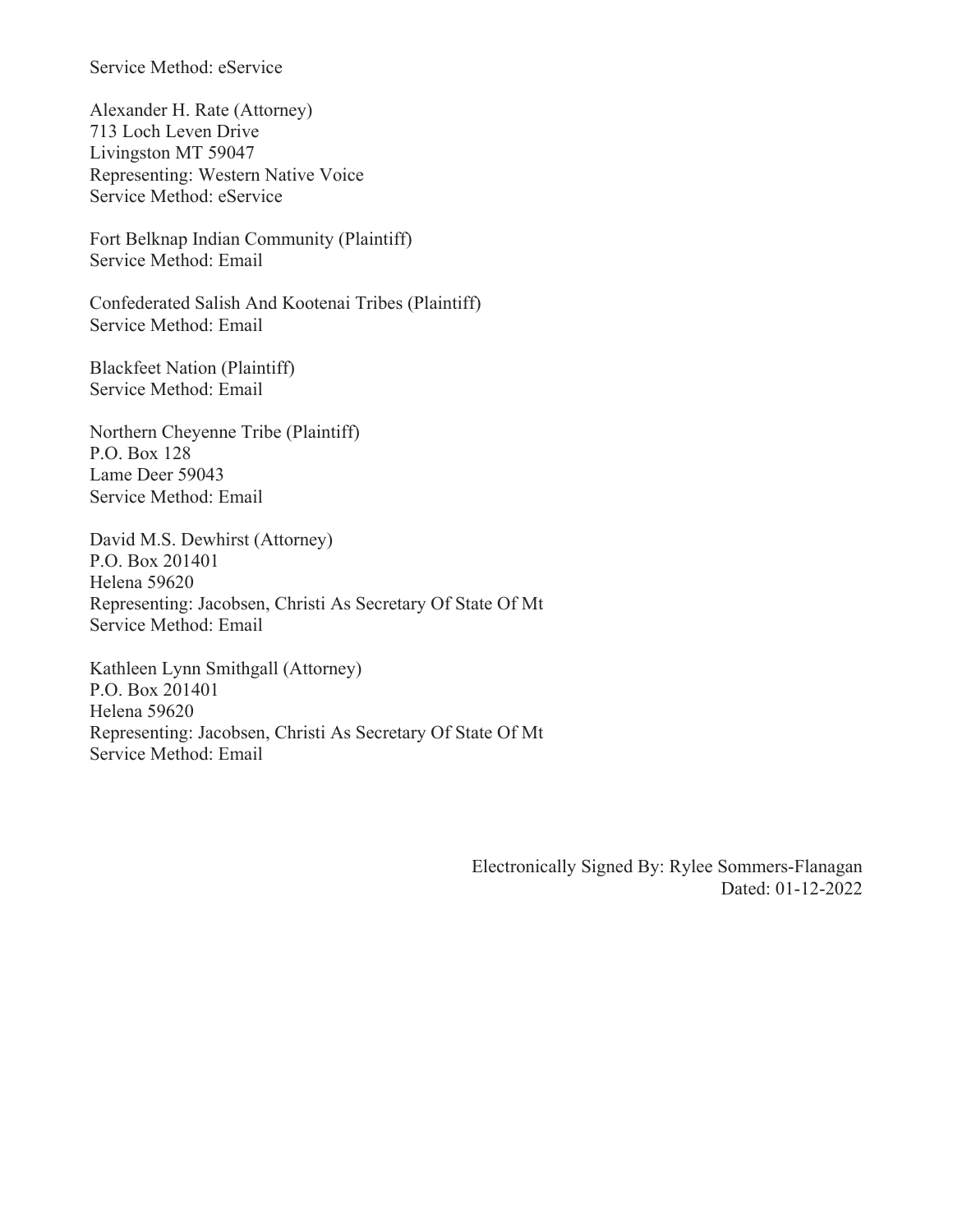Service Method: eService

Alexander H. Rate (Attorney)
713 Loch Leven Drive
Livingston MT 59047
Representing: Western Native Voice
Service Method: eService

Fort Belknap Indian Community (Plaintiff)
Service Method: Email

Confederated Salish And Kootenai Tribes (Plaintiff)
Service Method: Email

Blackfeet Nation (Plaintiff)
Service Method: Email

Northern Cheyenne Tribe (Plaintiff)
P.O. Box 128
Lame Deer 59043
Service Method: Email

David M.S. Dewhirst (Attorney)
P.O. Box 201401
Helena 59620
Representing: Jacobsen, Christi As Secretary Of State Of Mt
Service Method: Email

Kathleen Lynn Smithgall (Attorney)
P.O. Box 201401
Helena 59620
Representing: Jacobsen, Christi As Secretary Of State Of Mt
Service Method: Email

Electronically Signed By: Rylee Sommers-Flanagan
Dated: 01-12-2022